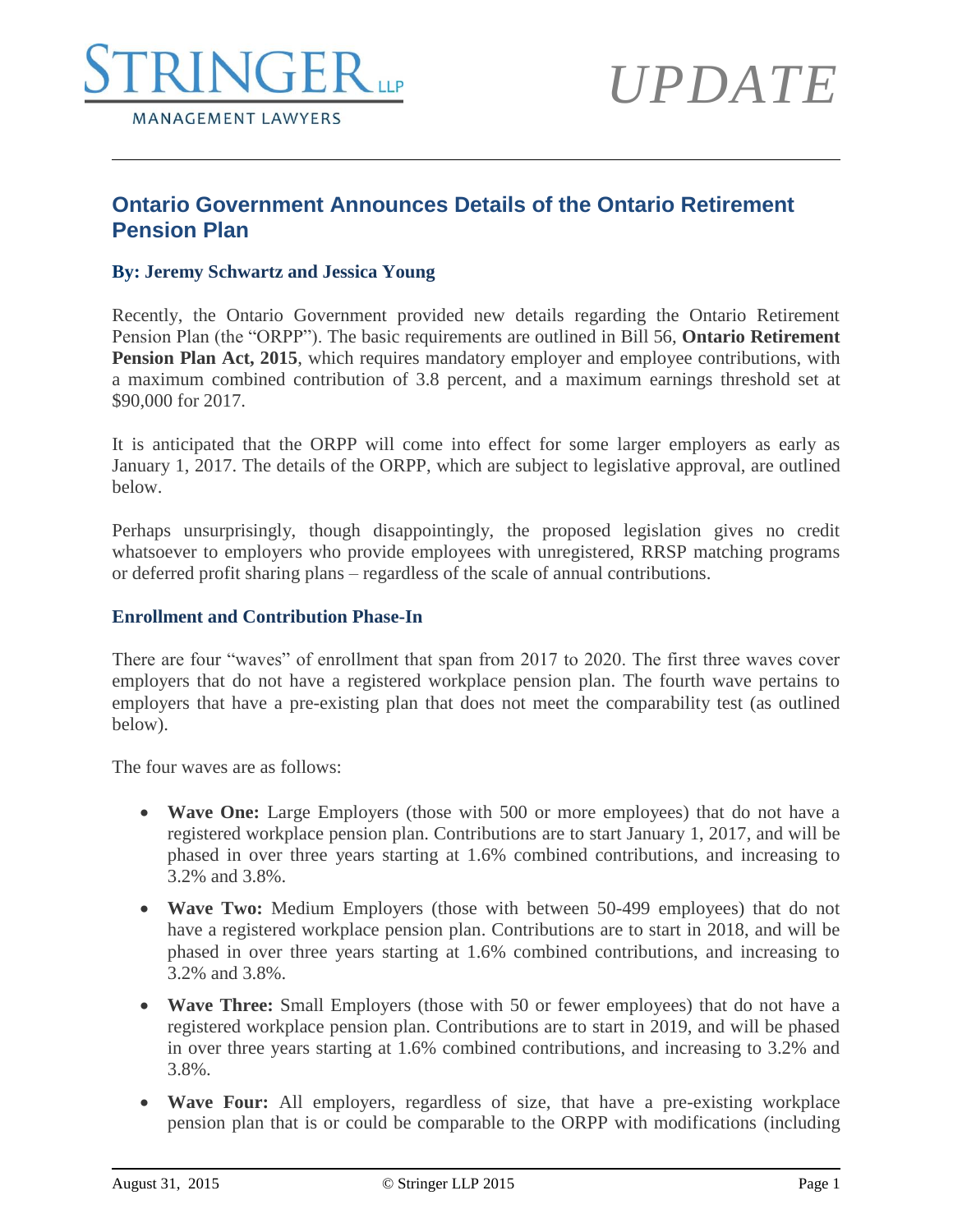STRINGER LLP

MANAGEMENT LAWYERS

*UPDATE*

## Ontario Government Announces Details of the Ontario Retirement Pension Plan

**By: Jeremy Schwartz and Jessica Young**

Recently, the Ontario Government provided new details regarding the Ontario Retirement Pension Plan (the "ORPP"). The basic requirements are outlined in Bill 56, **Ontario Retirement Pension Plan Act, 2015**, which requires mandatory employer and employee contributions, with a maximum combined contribution of 3.8 percent, and a maximum earnings threshold set at $90,000 for 2017.

It is anticipated that the ORPP will come into effect for some larger employers as early as January 1, 2017. The details of the ORPP, which are subject to legislative approval, are outlined below.

Perhaps unsurprisingly, though disappointingly, the proposed legislation gives no credit whatsoever to employers who provide employees with unregistered, RRSP matching programs or deferred profit sharing plans – regardless of the scale of annual contributions.

### Enrollment and Contribution Phase-In

There are four "waves" of enrollment that span from 2017 to 2020. The first three waves cover employers that do not have a registered workplace pension plan. The fourth wave pertains to employers that have a pre-existing plan that does not meet the comparability test (as outlined below).

The four waves are as follows:

- **Wave One:** Large Employers (those with 500 or more employees) that do not have a registered workplace pension plan. Contributions are to start January 1, 2017, and will be phased in over three years starting at 1.6% combined contributions, and increasing to 3.2% and 3.8%.
- **Wave Two:** Medium Employers (those with between 50-499 employees) that do not have a registered workplace pension plan. Contributions are to start in 2018, and will be phased in over three years starting at 1.6% combined contributions, and increasing to 3.2% and 3.8%.
- **Wave Three:** Small Employers (those with 50 or fewer employees) that do not have a registered workplace pension plan. Contributions are to start in 2019, and will be phased in over three years starting at 1.6% combined contributions, and increasing to 3.2% and 3.8%.
- **Wave Four:** All employers, regardless of size, that have a pre-existing workplace pension plan that is or could be comparable to the ORPP with modifications (including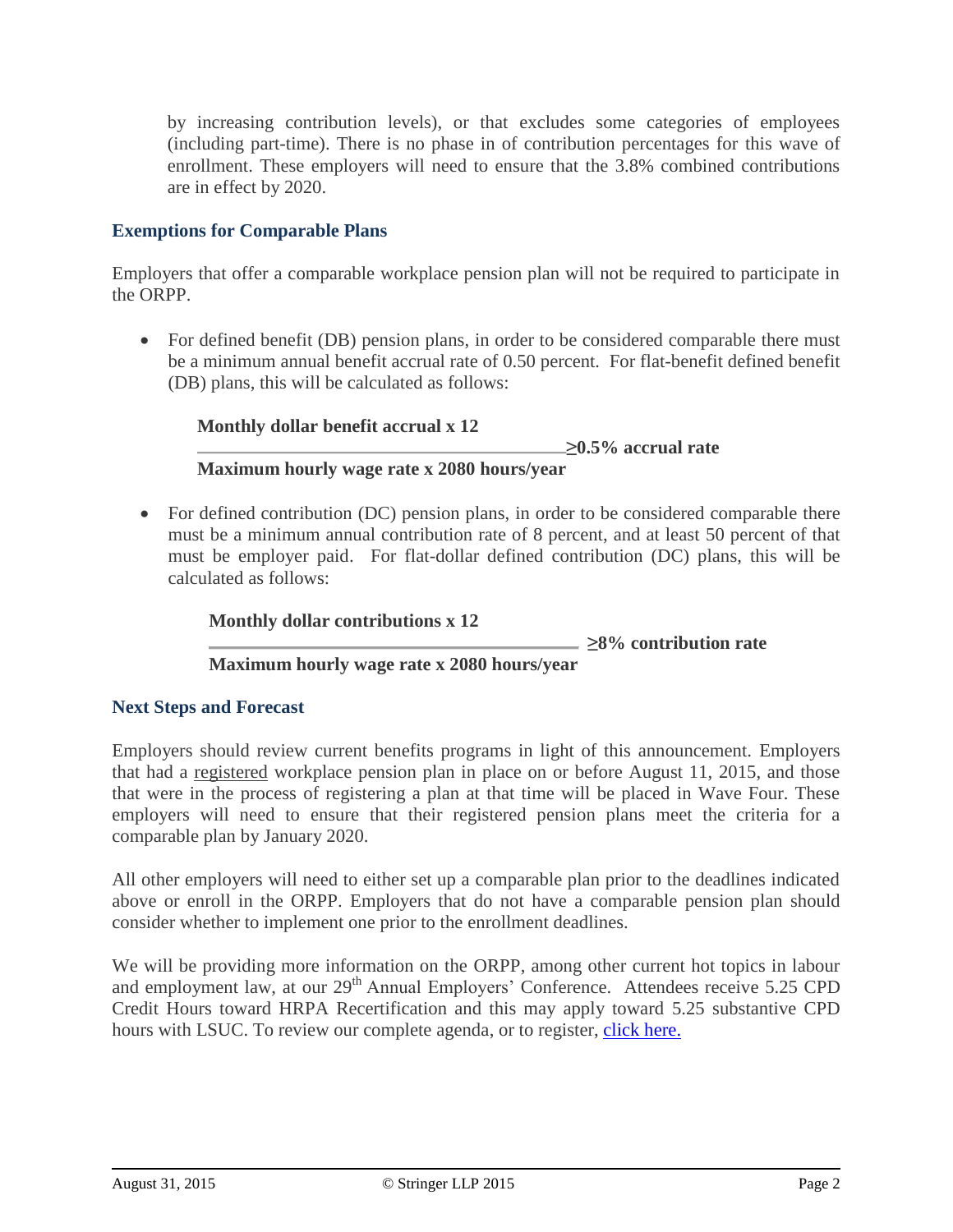by increasing contribution levels), or that excludes some categories of employees (including part-time). There is no phase in of contribution percentages for this wave of enrollment. These employers will need to ensure that the 3.8% combined contributions are in effect by 2020.

### Exemptions for Comparable Plans

Employers that offer a comparable workplace pension plan will not be required to participate in the ORPP.

- For defined benefit (DB) pension plans, in order to be considered comparable there must be a minimum annual benefit accrual rate of 0.50 percent. For flat-benefit defined benefit (DB) plans, this will be calculated as follows:

$$\frac{\textbf{Monthly dollar benefit accrual} \times 12}{\textbf{Maximum hourly wage rate} \times \textbf{2080 hours/year}} \geq \textbf{0.5\% accrual rate}$$

- For defined contribution (DC) pension plans, in order to be considered comparable there must be a minimum annual contribution rate of 8 percent, and at least 50 percent of that must be employer paid. For flat-dollar defined contribution (DC) plans, this will be calculated as follows:

$$\frac{\textbf{Monthly dollar contributions} \times 12}{\textbf{Maximum hourly wage rate} \times \textbf{2080 hours/year}} \geq \textbf{8\% contribution rate}$$

### Next Steps and Forecast

Employers should review current benefits programs in light of this announcement. Employers that had a registered workplace pension plan in place on or before August 11, 2015, and those that were in the process of registering a plan at that time will be placed in Wave Four. These employers will need to ensure that their registered pension plans meet the criteria for a comparable plan by January 2020.

All other employers will need to either set up a comparable plan prior to the deadlines indicated above or enroll in the ORPP. Employers that do not have a comparable pension plan should consider whether to implement one prior to the enrollment deadlines.

We will be providing more information on the ORPP, among other current hot topics in labour and employment law, at our 29th Annual Employers' Conference. Attendees receive 5.25 CPD Credit Hours toward HRPA Recertification and this may apply toward 5.25 substantive CPD hours with LSUC. To review our complete agenda, or to register, click here.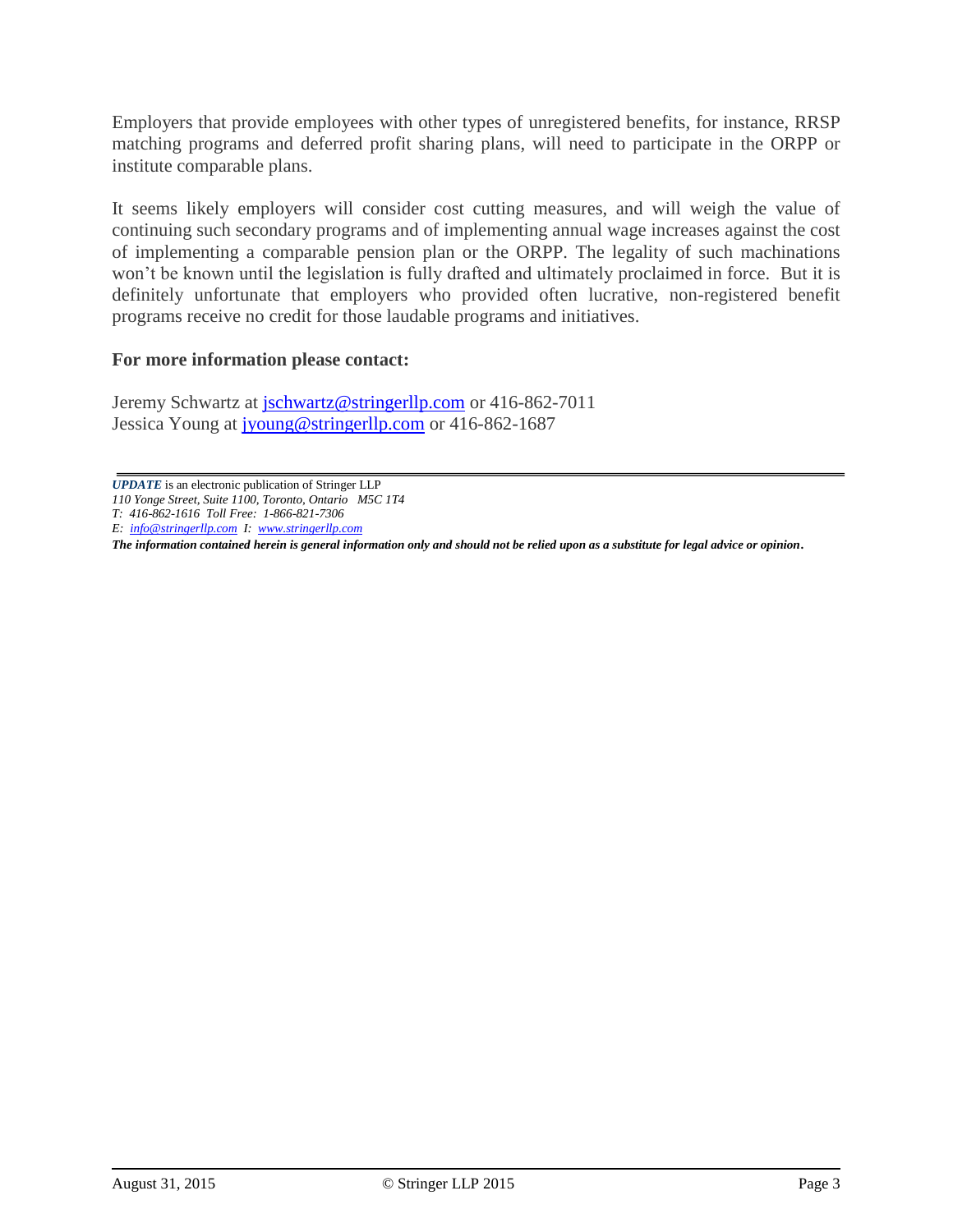Employers that provide employees with other types of unregistered benefits, for instance, RRSP matching programs and deferred profit sharing plans, will need to participate in the ORPP or institute comparable plans.

It seems likely employers will consider cost cutting measures, and will weigh the value of continuing such secondary programs and of implementing annual wage increases against the cost of implementing a comparable pension plan or the ORPP. The legality of such machinations won't be known until the legislation is fully drafted and ultimately proclaimed in force. But it is definitely unfortunate that employers who provided often lucrative, non-registered benefit programs receive no credit for those laudable programs and initiatives.

**For more information please contact:**

Jeremy Schwartz at jschwartz@stringerllp.com or 416-862-7011
Jessica Young at jyoung@stringerllp.com or 416-862-1687

---

***UPDATE*** is an electronic publication of Stringer LLP
*110 Yonge Street, Suite 1100, Toronto, Ontario M5C 1T4*
*T: 416-862-1616 Toll Free: 1-866-821-7306*
*E: info@stringerllp.com I: www.stringerllp.com*
***The information contained herein is general information only and should not be relied upon as a substitute for legal advice or opinion.***

August 31, 2015 © Stringer LLP 2015